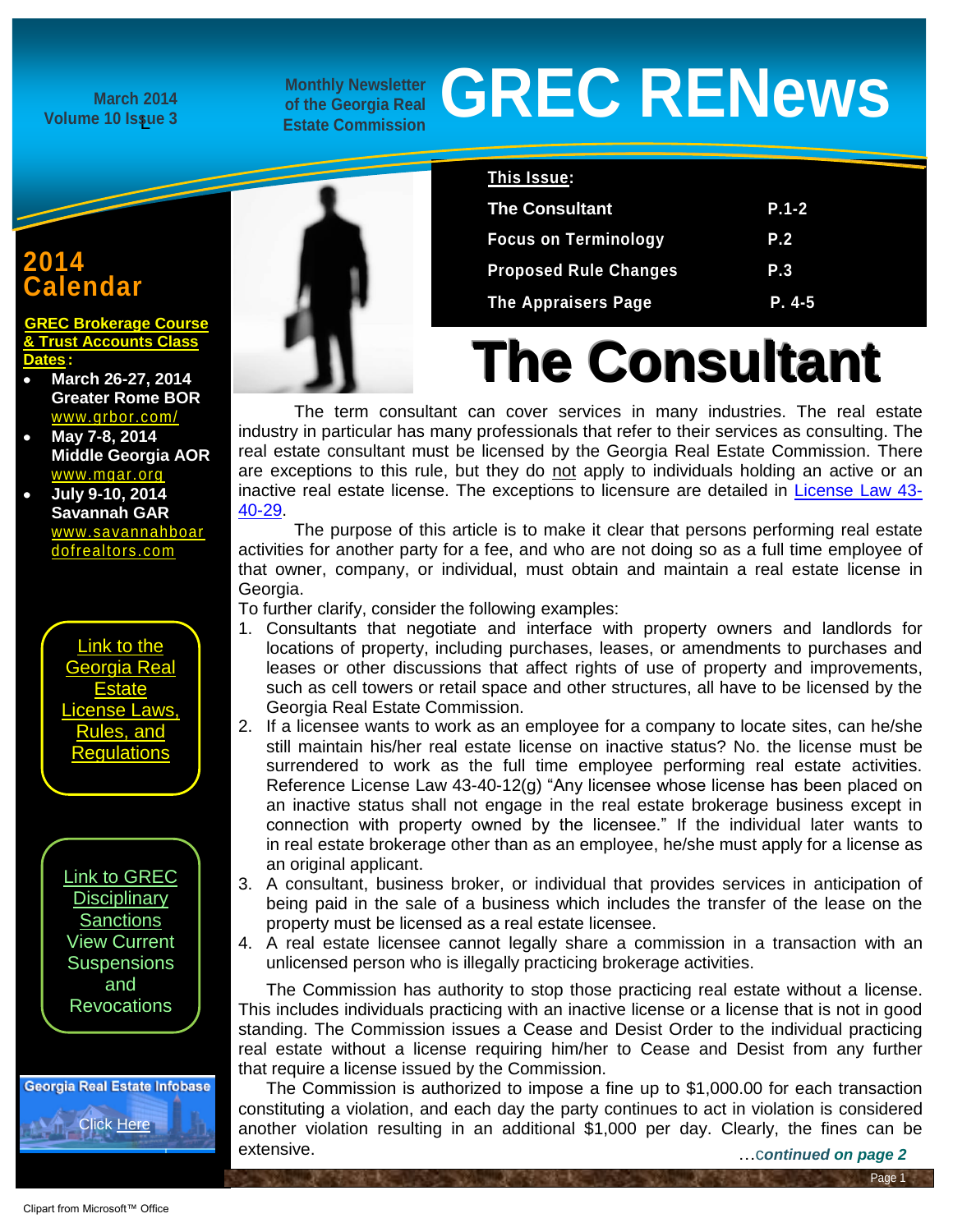March 2014
Volume 10 Issue 3

Monthly Newsletter of the Georgia Real Estate Commission

# GREC RENews

**This Issue:**

| | |
|---|---|
| The Consultant | P.1-2 |
| Focus on Terminology | P.2 |
| Proposed Rule Changes | P.3 |
| The Appraisers Page | P. 4-5 |

## 2014 Calendar

**GREC Brokerage Course & Trust Accounts Class Dates:**

- **March 26-27, 2014 Greater Rome BOR** www.grbor.com/
- **May 7-8, 2014 Middle Georgia AOR** www.mgar.org
- **July 9-10, 2014 Savannah GAR** www.savannahboardofrealtors.com

Link to the Georgia Real Estate License Laws, Rules, and Regulations

Link to GREC Disciplinary Sanctions View Current Suspensions and Revocations

Georgia Real Estate Infobase Click Here

# The Consultant

The term consultant can cover services in many industries. The real estate industry in particular has many professionals that refer to their services as consulting. The real estate consultant must be licensed by the Georgia Real Estate Commission. There are exceptions to this rule, but they do not apply to individuals holding an active or an inactive real estate license. The exceptions to licensure are detailed in License Law 43-40-29.

The purpose of this article is to make it clear that persons performing real estate activities for another party for a fee, and who are not doing so as a full time employee of that owner, company, or individual, must obtain and maintain a real estate license in Georgia.

To further clarify, consider the following examples:

1. Consultants that negotiate and interface with property owners and landlords for locations of property, including purchases, leases, or amendments to purchases and leases or other discussions that affect rights of use of property and improvements, such as cell towers or retail space and other structures, all have to be licensed by the Georgia Real Estate Commission.
2. If a licensee wants to work as an employee for a company to locate sites, can he/she still maintain his/her real estate license on inactive status? No. the license must be surrendered to work as the full time employee performing real estate activities. Reference License Law 43-40-12(g) "Any licensee whose license has been placed on an inactive status shall not engage in the real estate brokerage business except in connection with property owned by the licensee." If the individual later wants to in real estate brokerage other than as an employee, he/she must apply for a license as an original applicant.
3. A consultant, business broker, or individual that provides services in anticipation of being paid in the sale of a business which includes the transfer of the lease on the property must be licensed as a real estate licensee.
4. A real estate licensee cannot legally share a commission in a transaction with an unlicensed person who is illegally practicing brokerage activities.

The Commission has authority to stop those practicing real estate without a license. This includes individuals practicing with an inactive license or a license that is not in good standing. The Commission issues a Cease and Desist Order to the individual practicing real estate without a license requiring him/her to Cease and Desist from any further that require a license issued by the Commission.

The Commission is authorized to impose a fine up to $1,000.00 for each transaction constituting a violation, and each day the party continues to act in violation is considered another violation resulting in an additional $1,000 per day. Clearly, the fines can be extensive.

*…continued on page 2*

Clipart from Microsoft™ Office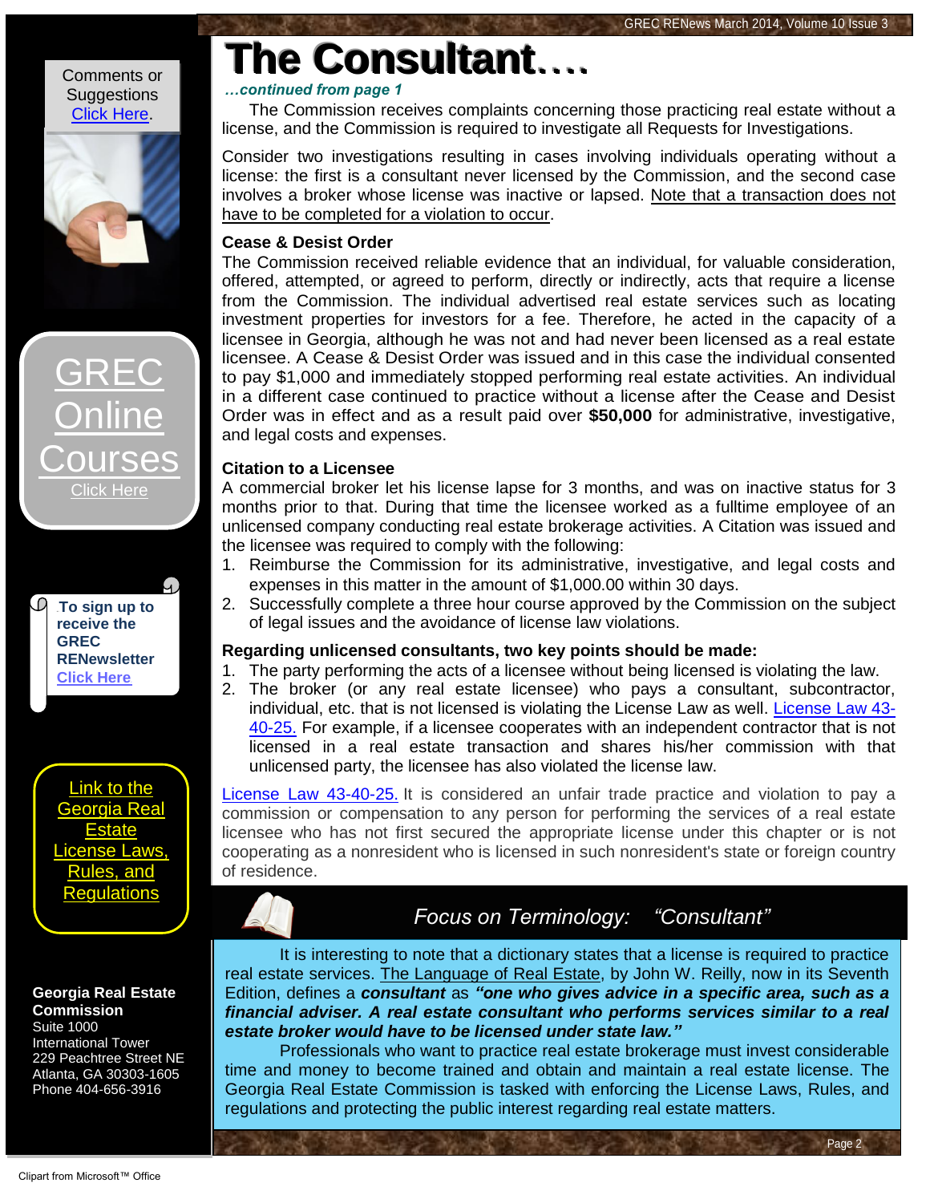# The Consultant….

*…continued from page 1*

The Commission receives complaints concerning those practicing real estate without a license, and the Commission is required to investigate all Requests for Investigations.

Consider two investigations resulting in cases involving individuals operating without a license: the first is a consultant never licensed by the Commission, and the second case involves a broker whose license was inactive or lapsed. Note that a transaction does not have to be completed for a violation to occur.

### Cease & Desist Order

The Commission received reliable evidence that an individual, for valuable consideration, offered, attempted, or agreed to perform, directly or indirectly, acts that require a license from the Commission. The individual advertised real estate services such as locating investment properties for investors for a fee. Therefore, he acted in the capacity of a licensee in Georgia, although he was not and had never been licensed as a real estate licensee. A Cease & Desist Order was issued and in this case the individual consented to pay $1,000 and immediately stopped performing real estate activities. An individual in a different case continued to practice without a license after the Cease and Desist Order was in effect and as a result paid over **$50,000** for administrative, investigative, and legal costs and expenses.

### Citation to a Licensee

A commercial broker let his license lapse for 3 months, and was on inactive status for 3 months prior to that. During that time the licensee worked as a fulltime employee of an unlicensed company conducting real estate brokerage activities. A Citation was issued and the licensee was required to comply with the following:

1. Reimburse the Commission for its administrative, investigative, and legal costs and expenses in this matter in the amount of $1,000.00 within 30 days.
2. Successfully complete a three hour course approved by the Commission on the subject of legal issues and the avoidance of license law violations.

### Regarding unlicensed consultants, two key points should be made:

1. The party performing the acts of a licensee without being licensed is violating the law.
2. The broker (or any real estate licensee) who pays a consultant, subcontractor, individual, etc. that is not licensed is violating the License Law as well. License Law 43-40-25. For example, if a licensee cooperates with an independent contractor that is not licensed in a real estate transaction and shares his/her commission with that unlicensed party, the licensee has also violated the license law.

License Law 43-40-25. It is considered an unfair trade practice and violation to pay a commission or compensation to any person for performing the services of a real estate licensee who has not first secured the appropriate license under this chapter or is not cooperating as a nonresident who is licensed in such nonresident's state or foreign country of residence.

## *Focus on Terminology: "Consultant"*

It is interesting to note that a dictionary states that a license is required to practice real estate services. The Language of Real Estate, by John W. Reilly, now in its Seventh Edition, defines a ***consultant*** as ***"one who gives advice in a specific area, such as a financial adviser. A real estate consultant who performs services similar to a real estate broker would have to be licensed under state law."***

Professionals who want to practice real estate brokerage must invest considerable time and money to become trained and obtain and maintain a real estate license. The Georgia Real Estate Commission is tasked with enforcing the License Laws, Rules, and regulations and protecting the public interest regarding real estate matters.

---

Comments or Suggestions Click Here.

GREC Online Courses Click Here

**To sign up to receive the GREC RENewsletter** Click Here

Link to the Georgia Real Estate License Laws, Rules, and Regulations

**Georgia Real Estate Commission**
Suite 1000
International Tower
229 Peachtree Street NE
Atlanta, GA 30303-1605
Phone 404-656-3916

Clipart from Microsoft™ Office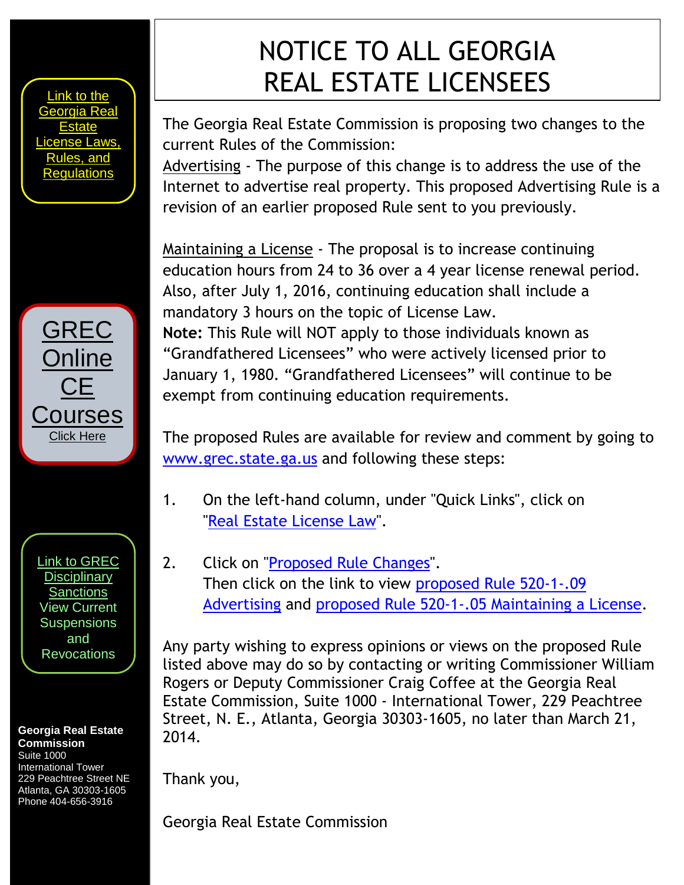[Link to the Georgia Real Estate License Laws, Rules, and Regulations]

[GREC Online CE Courses Click Here]

[Link to GREC Disciplinary Sanctions] View Current Suspensions and Revocations

**Georgia Real Estate Commission**
Suite 1000
International Tower
229 Peachtree Street NE
Atlanta, GA 30303-1605
Phone 404-656-3916

# NOTICE TO ALL GEORGIA REAL ESTATE LICENSEES

The Georgia Real Estate Commission is proposing two changes to the current Rules of the Commission:

Advertising - The purpose of this change is to address the use of the Internet to advertise real property. This proposed Advertising Rule is a revision of an earlier proposed Rule sent to you previously.

Maintaining a License - The proposal is to increase continuing education hours from 24 to 36 over a 4 year license renewal period. Also, after July 1, 2016, continuing education shall include a mandatory 3 hours on the topic of License Law.

**Note:** This Rule will NOT apply to those individuals known as "Grandfathered Licensees" who were actively licensed prior to January 1, 1980. "Grandfathered Licensees" will continue to be exempt from continuing education requirements.

The proposed Rules are available for review and comment by going to www.grec.state.ga.us and following these steps:

1. On the left-hand column, under "Quick Links", click on "Real Estate License Law".

2. Click on "Proposed Rule Changes". Then click on the link to view proposed Rule 520-1-.09 Advertising and proposed Rule 520-1-.05 Maintaining a License.

Any party wishing to express opinions or views on the proposed Rule listed above may do so by contacting or writing Commissioner William Rogers or Deputy Commissioner Craig Coffee at the Georgia Real Estate Commission, Suite 1000 - International Tower, 229 Peachtree Street, N. E., Atlanta, Georgia 30303-1605, no later than March 21, 2014.

Thank you,

Georgia Real Estate Commission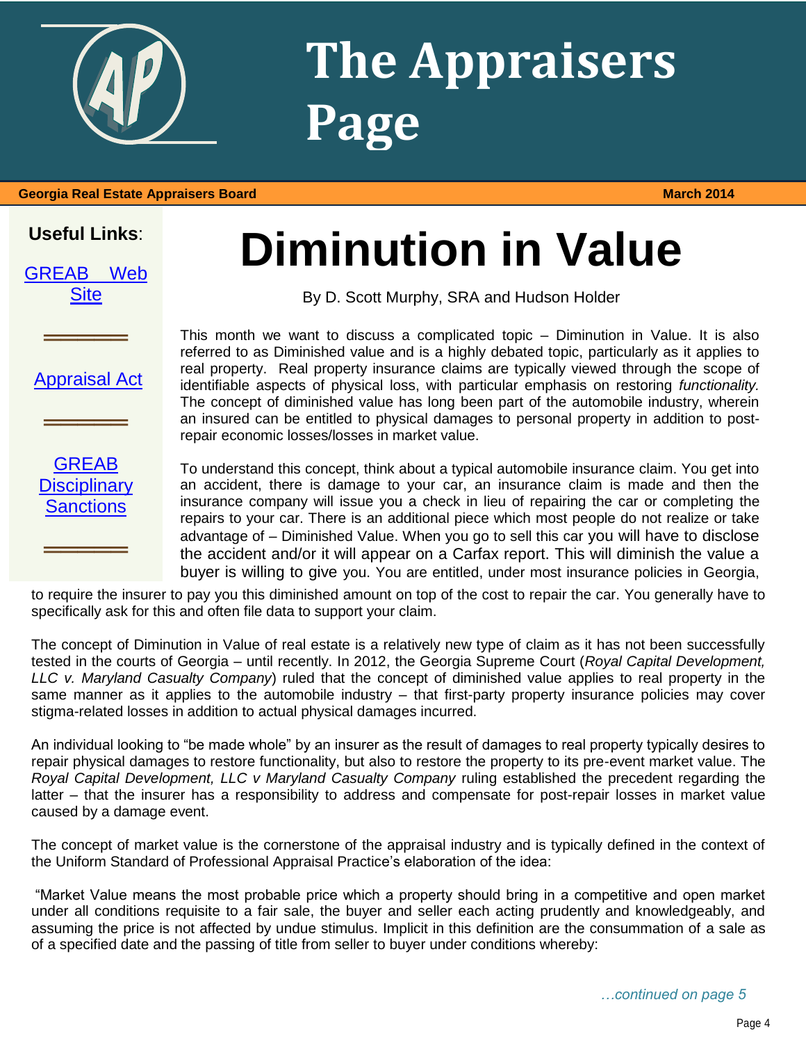# The Appraisers Page

**Georgia Real Estate Appraisers Board** **March 2014**

**Useful Links**:

GREAB Web Site

Appraisal Act

GREAB Disciplinary Sanctions

# Diminution in Value

By D. Scott Murphy, SRA and Hudson Holder

This month we want to discuss a complicated topic – Diminution in Value. It is also referred to as Diminished value and is a highly debated topic, particularly as it applies to real property. Real property insurance claims are typically viewed through the scope of identifiable aspects of physical loss, with particular emphasis on restoring *functionality.* The concept of diminished value has long been part of the automobile industry, wherein an insured can be entitled to physical damages to personal property in addition to post-repair economic losses/losses in market value.

To understand this concept, think about a typical automobile insurance claim. You get into an accident, there is damage to your car, an insurance claim is made and then the insurance company will issue you a check in lieu of repairing the car or completing the repairs to your car. There is an additional piece which most people do not realize or take advantage of – Diminished Value. When you go to sell this car you will have to disclose the accident and/or it will appear on a Carfax report. This will diminish the value a buyer is willing to give you. You are entitled, under most insurance policies in Georgia, to require the insurer to pay you this diminished amount on top of the cost to repair the car. You generally have to specifically ask for this and often file data to support your claim.

The concept of Diminution in Value of real estate is a relatively new type of claim as it has not been successfully tested in the courts of Georgia – until recently. In 2012, the Georgia Supreme Court (*Royal Capital Development, LLC v. Maryland Casualty Company*) ruled that the concept of diminished value applies to real property in the same manner as it applies to the automobile industry – that first-party property insurance policies may cover stigma-related losses in addition to actual physical damages incurred.

An individual looking to "be made whole" by an insurer as the result of damages to real property typically desires to repair physical damages to restore functionality, but also to restore the property to its pre-event market value. The *Royal Capital Development, LLC v Maryland Casualty Company* ruling established the precedent regarding the latter – that the insurer has a responsibility to address and compensate for post-repair losses in market value caused by a damage event.

The concept of market value is the cornerstone of the appraisal industry and is typically defined in the context of the Uniform Standard of Professional Appraisal Practice's elaboration of the idea:

"Market Value means the most probable price which a property should bring in a competitive and open market under all conditions requisite to a fair sale, the buyer and seller each acting prudently and knowledgeably, and assuming the price is not affected by undue stimulus. Implicit in this definition are the consummation of a sale as of a specified date and the passing of title from seller to buyer under conditions whereby:

*…continued on page 5*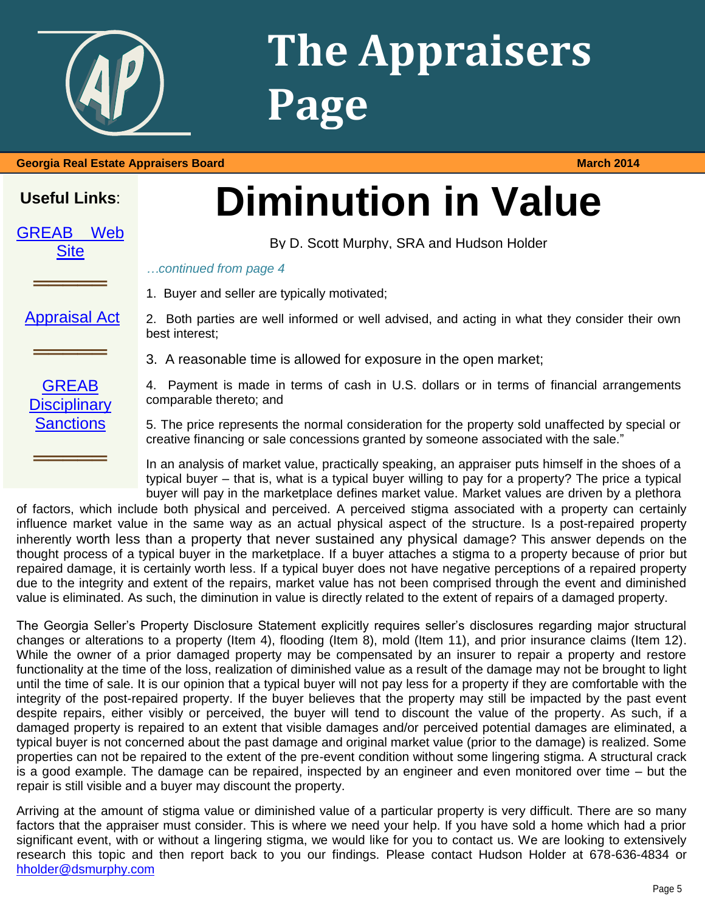# The Appraisers Page

**Georgia Real Estate Appraisers Board** **March 2014**

**Useful Links**:

[GREAB Web Site]

[Appraisal Act]

[GREAB Disciplinary Sanctions]

# Diminution in Value

By D. Scott Murphy, SRA and Hudson Holder

*…continued from page 4*

1. Buyer and seller are typically motivated;

2. Both parties are well informed or well advised, and acting in what they consider their own best interest;

3. A reasonable time is allowed for exposure in the open market;

4. Payment is made in terms of cash in U.S. dollars or in terms of financial arrangements comparable thereto; and

5. The price represents the normal consideration for the property sold unaffected by special or creative financing or sale concessions granted by someone associated with the sale."

In an analysis of market value, practically speaking, an appraiser puts himself in the shoes of a typical buyer – that is, what is a typical buyer willing to pay for a property? The price a typical buyer will pay in the marketplace defines market value. Market values are driven by a plethora of factors, which include both physical and perceived. A perceived stigma associated with a property can certainly influence market value in the same way as an actual physical aspect of the structure. Is a post-repaired property inherently worth less than a property that never sustained any physical damage? This answer depends on the thought process of a typical buyer in the marketplace. If a buyer attaches a stigma to a property because of prior but repaired damage, it is certainly worth less. If a typical buyer does not have negative perceptions of a repaired property due to the integrity and extent of the repairs, market value has not been comprised through the event and diminished value is eliminated. As such, the diminution in value is directly related to the extent of repairs of a damaged property.

The Georgia Seller's Property Disclosure Statement explicitly requires seller's disclosures regarding major structural changes or alterations to a property (Item 4), flooding (Item 8), mold (Item 11), and prior insurance claims (Item 12). While the owner of a prior damaged property may be compensated by an insurer to repair a property and restore functionality at the time of the loss, realization of diminished value as a result of the damage may not be brought to light until the time of sale. It is our opinion that a typical buyer will not pay less for a property if they are comfortable with the integrity of the post-repaired property. If the buyer believes that the property may still be impacted by the past event despite repairs, either visibly or perceived, the buyer will tend to discount the value of the property. As such, if a damaged property is repaired to an extent that visible damages and/or perceived potential damages are eliminated, a typical buyer is not concerned about the past damage and original market value (prior to the damage) is realized. Some properties can not be repaired to the extent of the pre-event condition without some lingering stigma. A structural crack is a good example. The damage can be repaired, inspected by an engineer and even monitored over time – but the repair is still visible and a buyer may discount the property.

Arriving at the amount of stigma value or diminished value of a particular property is very difficult. There are so many factors that the appraiser must consider. This is where we need your help. If you have sold a home which had a prior significant event, with or without a lingering stigma, we would like for you to contact us. We are looking to extensively research this topic and then report back to you our findings. Please contact Hudson Holder at 678-636-4834 or hholder@dsmurphy.com